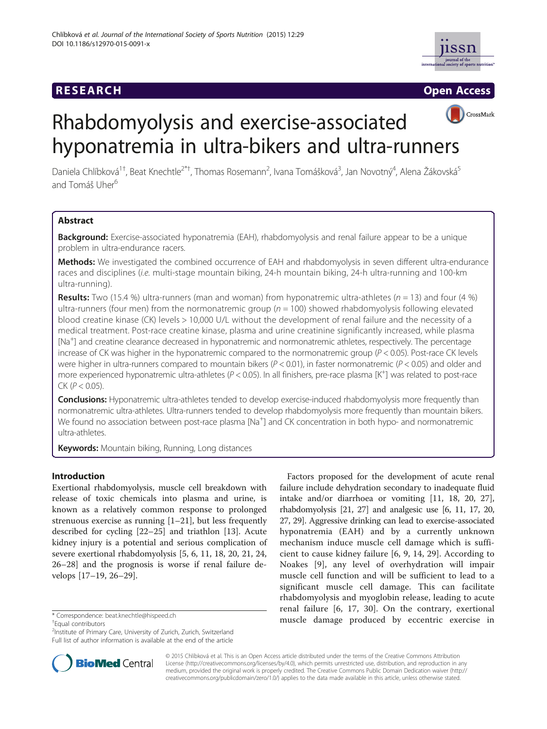RESEARCH Open Access

# Rhabdomyolysis and exercise-associated hyponatremia in ultra-bikers and ultra-runners

Daniela Chlíbková[1†], Beat Knechtle[2*†], Thomas Rosemann[2], Ivana Tomášková[3], Jan Novotný[4], Alena Žákovská[5] and Tomáš Uher[6]

## Abstract

**Background:** Exercise-associated hyponatremia (EAH), rhabdomyolysis and renal failure appear to be a unique problem in ultra-endurance racers.

**Methods:** We investigated the combined occurrence of EAH and rhabdomyolysis in seven different ultra-endurance races and disciplines (*i.e.* multi-stage mountain biking, 24-h mountain biking, 24-h ultra-running and 100-km ultra-running).

**Results:** Two (15.4 %) ultra-runners (man and woman) from hyponatremic ultra-athletes ($n = 13$) and four (4 %) ultra-runners (four men) from the normonatremic group ($n = 100$) showed rhabdomyolysis following elevated blood creatine kinase (CK) levels > 10,000 U/L without the development of renal failure and the necessity of a medical treatment. Post-race creatine kinase, plasma and urine creatinine significantly increased, while plasma [$Na^+$] and creatine clearance decreased in hyponatremic and normonatremic athletes, respectively. The percentage increase of CK was higher in the hyponatremic compared to the normonatremic group ($P < 0.05$). Post-race CK levels were higher in ultra-runners compared to mountain bikers ($P < 0.01$), in faster normonatremic ($P < 0.05$) and older and more experienced hyponatremic ultra-athletes ($P < 0.05$). In all finishers, pre-race plasma [$K^+$] was related to post-race CK ($P < 0.05$).

**Conclusions:** Hyponatremic ultra-athletes tended to develop exercise-induced rhabdomyolysis more frequently than normonatremic ultra-athletes. Ultra-runners tended to develop rhabdomyolysis more frequently than mountain bikers. We found no association between post-race plasma [$Na^+$] and CK concentration in both hypo- and normonatremic ultra-athletes.

**Keywords:** Mountain biking, Running, Long distances

## Introduction

Exertional rhabdomyolysis, muscle cell breakdown with release of toxic chemicals into plasma and urine, is known as a relatively common response to prolonged strenuous exercise as running [1–21], but less frequently described for cycling [22–25] and triathlon [13]. Acute kidney injury is a potential and serious complication of severe exertional rhabdomyolysis [5, 6, 11, 18, 20, 21, 24, 26–28] and the prognosis is worse if renal failure develops [17–19, 26–29].

Factors proposed for the development of acute renal failure include dehydration secondary to inadequate fluid intake and/or diarrhoea or vomiting [11, 18, 20, 27], rhabdomyolysis [21, 27] and analgesic use [6, 11, 17, 20, 27, 29]. Aggressive drinking can lead to exercise-associated hyponatremia (EAH) and by a currently unknown mechanism induce muscle cell damage which is sufficient to cause kidney failure [6, 9, 14, 29]. According to Noakes [9], any level of overhydration will impair muscle cell function and will be sufficient to lead to a significant muscle cell damage. This can facilitate rhabdomyolysis and myoglobin release, leading to acute renal failure [6, 17, 30]. On the contrary, exertional muscle damage produced by eccentric exercise in

\* Correspondence: beat.knechtle@hispeed.ch
†Equal contributors
[2]Institute of Primary Care, University of Zurich, Zurich, Switzerland
Full list of author information is available at the end of the article

© 2015 Chlíbková et al. This is an Open Access article distributed under the terms of the Creative Commons Attribution License (http://creativecommons.org/licenses/by/4.0), which permits unrestricted use, distribution, and reproduction in any medium, provided the original work is properly credited. The Creative Commons Public Domain Dedication waiver (http://creativecommons.org/publicdomain/zero/1.0/) applies to the data made available in this article, unless otherwise stated.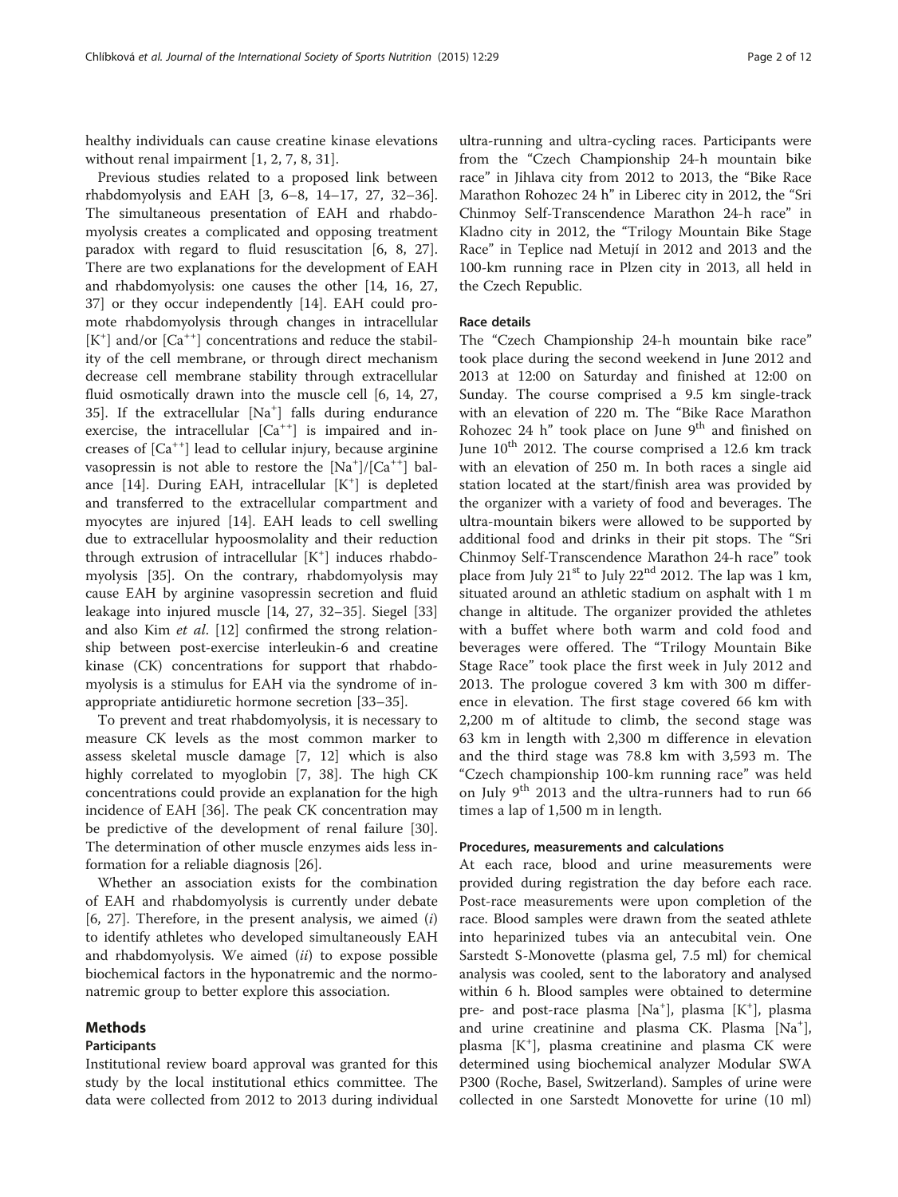healthy individuals can cause creatine kinase elevations without renal impairment [1, 2, 7, 8, 31].

Previous studies related to a proposed link between rhabdomyolysis and EAH [3, 6–8, 14–17, 27, 32–36]. The simultaneous presentation of EAH and rhabdomyolysis creates a complicated and opposing treatment paradox with regard to fluid resuscitation [6, 8, 27]. There are two explanations for the development of EAH and rhabdomyolysis: one causes the other [14, 16, 27, 37] or they occur independently [14]. EAH could promote rhabdomyolysis through changes in intracellular $[K^+]$ and/or $[Ca^{++}]$ concentrations and reduce the stability of the cell membrane, or through direct mechanism decrease cell membrane stability through extracellular fluid osmotically drawn into the muscle cell [6, 14, 27, 35]. If the extracellular $[Na^+]$ falls during endurance exercise, the intracellular $[Ca^{++}]$ is impaired and increases of $[Ca^{++}]$ lead to cellular injury, because arginine vasopressin is not able to restore the $[Na^+]/[Ca^{++}]$ balance [14]. During EAH, intracellular $[K^+]$ is depleted and transferred to the extracellular compartment and myocytes are injured [14]. EAH leads to cell swelling due to extracellular hypoosmolality and their reduction through extrusion of intracellular $[K^+]$ induces rhabdomyolysis [35]. On the contrary, rhabdomyolysis may cause EAH by arginine vasopressin secretion and fluid leakage into injured muscle [14, 27, 32–35]. Siegel [33] and also Kim *et al*. [12] confirmed the strong relationship between post-exercise interleukin-6 and creatine kinase (CK) concentrations for support that rhabdomyolysis is a stimulus for EAH via the syndrome of inappropriate antidiuretic hormone secretion [33–35].

To prevent and treat rhabdomyolysis, it is necessary to measure CK levels as the most common marker to assess skeletal muscle damage [7, 12] which is also highly correlated to myoglobin [7, 38]. The high CK concentrations could provide an explanation for the high incidence of EAH [36]. The peak CK concentration may be predictive of the development of renal failure [30]. The determination of other muscle enzymes aids less information for a reliable diagnosis [26].

Whether an association exists for the combination of EAH and rhabdomyolysis is currently under debate [6, 27]. Therefore, in the present analysis, we aimed (*i*) to identify athletes who developed simultaneously EAH and rhabdomyolysis. We aimed (*ii*) to expose possible biochemical factors in the hyponatremic and the normonatremic group to better explore this association.

## Methods

### Participants

Institutional review board approval was granted for this study by the local institutional ethics committee. The data were collected from 2012 to 2013 during individual ultra-running and ultra-cycling races. Participants were from the "Czech Championship 24-h mountain bike race" in Jihlava city from 2012 to 2013, the "Bike Race Marathon Rohozec 24 h" in Liberec city in 2012, the "Sri Chinmoy Self-Transcendence Marathon 24-h race" in Kladno city in 2012, the "Trilogy Mountain Bike Stage Race" in Teplice nad Metují in 2012 and 2013 and the 100-km running race in Plzen city in 2013, all held in the Czech Republic.

### Race details

The "Czech Championship 24-h mountain bike race" took place during the second weekend in June 2012 and 2013 at 12:00 on Saturday and finished at 12:00 on Sunday. The course comprised a 9.5 km single-track with an elevation of 220 m. The "Bike Race Marathon Rohozec 24 h" took place on June 9th and finished on June 10th 2012. The course comprised a 12.6 km track with an elevation of 250 m. In both races a single aid station located at the start/finish area was provided by the organizer with a variety of food and beverages. The ultra-mountain bikers were allowed to be supported by additional food and drinks in their pit stops. The "Sri Chinmoy Self-Transcendence Marathon 24-h race" took place from July 21st to July 22nd 2012. The lap was 1 km, situated around an athletic stadium on asphalt with 1 m change in altitude. The organizer provided the athletes with a buffet where both warm and cold food and beverages were offered. The "Trilogy Mountain Bike Stage Race" took place the first week in July 2012 and 2013. The prologue covered 3 km with 300 m difference in elevation. The first stage covered 66 km with 2,200 m of altitude to climb, the second stage was 63 km in length with 2,300 m difference in elevation and the third stage was 78.8 km with 3,593 m. The "Czech championship 100-km running race" was held on July 9th 2013 and the ultra-runners had to run 66 times a lap of 1,500 m in length.

### Procedures, measurements and calculations

At each race, blood and urine measurements were provided during registration the day before each race. Post-race measurements were upon completion of the race. Blood samples were drawn from the seated athlete into heparinized tubes via an antecubital vein. One Sarstedt S-Monovette (plasma gel, 7.5 ml) for chemical analysis was cooled, sent to the laboratory and analysed within 6 h. Blood samples were obtained to determine pre- and post-race plasma $[Na^+]$, plasma $[K^+]$, plasma and urine creatinine and plasma CK. Plasma $[Na^+]$, plasma $[K^+]$, plasma creatinine and plasma CK were determined using biochemical analyzer Modular SWA P300 (Roche, Basel, Switzerland). Samples of urine were collected in one Sarstedt Monovette for urine (10 ml)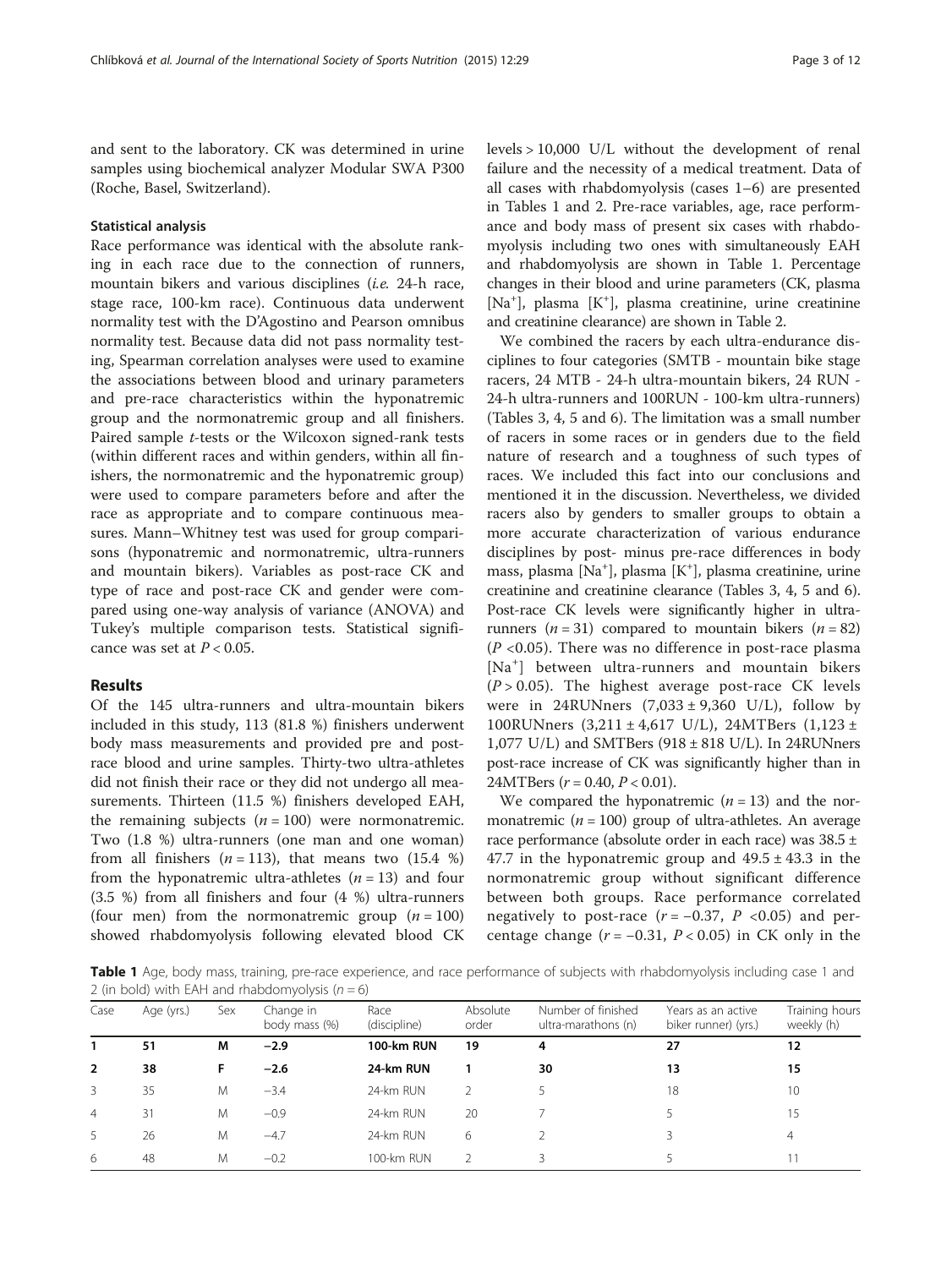and sent to the laboratory. CK was determined in urine samples using biochemical analyzer Modular SWA P300 (Roche, Basel, Switzerland).

### Statistical analysis

Race performance was identical with the absolute ranking in each race due to the connection of runners, mountain bikers and various disciplines (*i.e.* 24-h race, stage race, 100-km race). Continuous data underwent normality test with the D'Agostino and Pearson omnibus normality test. Because data did not pass normality testing, Spearman correlation analyses were used to examine the associations between blood and urinary parameters and pre-race characteristics within the hyponatremic group and the normonatremic group and all finishers. Paired sample *t*-tests or the Wilcoxon signed-rank tests (within different races and within genders, within all finishers, the normonatremic and the hyponatremic group) were used to compare parameters before and after the race as appropriate and to compare continuous measures. Mann–Whitney test was used for group comparisons (hyponatremic and normonatremic, ultra-runners and mountain bikers). Variables as post-race CK and type of race and post-race CK and gender were compared using one-way analysis of variance (ANOVA) and Tukey's multiple comparison tests. Statistical significance was set at $P < 0.05$.

## Results

Of the 145 ultra-runners and ultra-mountain bikers included in this study, 113 (81.8 %) finishers underwent body mass measurements and provided pre and post-race blood and urine samples. Thirty-two ultra-athletes did not finish their race or they did not undergo all measurements. Thirteen (11.5 %) finishers developed EAH, the remaining subjects ($n = 100$) were normonatremic. Two (1.8 %) ultra-runners (one man and one woman) from all finishers ($n = 113$), that means two (15.4 %) from the hyponatremic ultra-athletes ($n = 13$) and four (3.5 %) from all finishers and four (4 %) ultra-runners (four men) from the normonatremic group ($n = 100$) showed rhabdomyolysis following elevated blood CK levels > 10,000 U/L without the development of renal failure and the necessity of a medical treatment. Data of all cases with rhabdomyolysis (cases 1–6) are presented in Tables 1 and 2. Pre-race variables, age, race performance and body mass of present six cases with rhabdomyolysis including two ones with simultaneously EAH and rhabdomyolysis are shown in Table 1. Percentage changes in their blood and urine parameters (CK, plasma [$Na^+$], plasma [$K^+$], plasma creatinine, urine creatinine and creatinine clearance) are shown in Table 2.

We combined the racers by each ultra-endurance disciplines to four categories (SMTB - mountain bike stage racers, 24 MTB - 24-h ultra-mountain bikers, 24 RUN - 24-h ultra-runners and 100RUN - 100-km ultra-runners) (Tables 3, 4, 5 and 6). The limitation was a small number of racers in some races or in genders due to the field nature of research and a toughness of such types of races. We included this fact into our conclusions and mentioned it in the discussion. Nevertheless, we divided racers also by genders to smaller groups to obtain a more accurate characterization of various endurance disciplines by post- minus pre-race differences in body mass, plasma [$Na^+$], plasma [$K^+$], plasma creatinine, urine creatinine and creatinine clearance (Tables 3, 4, 5 and 6). Post-race CK levels were significantly higher in ultra-runners ($n = 31$) compared to mountain bikers ($n = 82$) ($P < 0.05$). There was no difference in post-race plasma [$Na^+$] between ultra-runners and mountain bikers ($P > 0.05$). The highest average post-race CK levels were in 24RUNners (7,033 ± 9,360 U/L), follow by 100RUNners (3,211 ± 4,617 U/L), 24MTBers (1,123 ± 1,077 U/L) and SMTBers (918 ± 818 U/L). In 24RUNners post-race increase of CK was significantly higher than in 24MTBers ($r = 0.40$, $P < 0.01$).

We compared the hyponatremic ($n = 13$) and the normonatremic ($n = 100$) group of ultra-athletes. An average race performance (absolute order in each race) was 38.5 ± 47.7 in the hyponatremic group and 49.5 ± 43.3 in the normonatremic group without significant difference between both groups. Race performance correlated negatively to post-race ($r = -0.37$, $P < 0.05$) and percentage change ($r = -0.31$, $P < 0.05$) in CK only in the

**Table 1** Age, body mass, training, pre-race experience, and race performance of subjects with rhabdomyolysis including case 1 and 2 (in bold) with EAH and rhabdomyolysis ($n = 6$)

| Case | Age (yrs.) | Sex | Change in body mass (%) | Race (discipline) | Absolute order | Number of finished ultra-marathons (n) | Years as an active biker runner) (yrs.) | Training hours weekly (h) |
|---|---|---|---|---|---|---|---|---|
| **1** | **51** | **M** | **−2.9** | **100-km RUN** | **19** | **4** | **27** | **12** |
| **2** | **38** | **F** | **−2.6** | **24-km RUN** | **1** | **30** | **13** | **15** |
| 3 | 35 | M | −3.4 | 24-km RUN | 2 | 5 | 18 | 10 |
| 4 | 31 | M | −0.9 | 24-km RUN | 20 | 7 | 5 | 15 |
| 5 | 26 | M | −4.7 | 24-km RUN | 6 | 2 | 3 | 4 |
| 6 | 48 | M | −0.2 | 100-km RUN | 2 | 3 | 5 | 11 |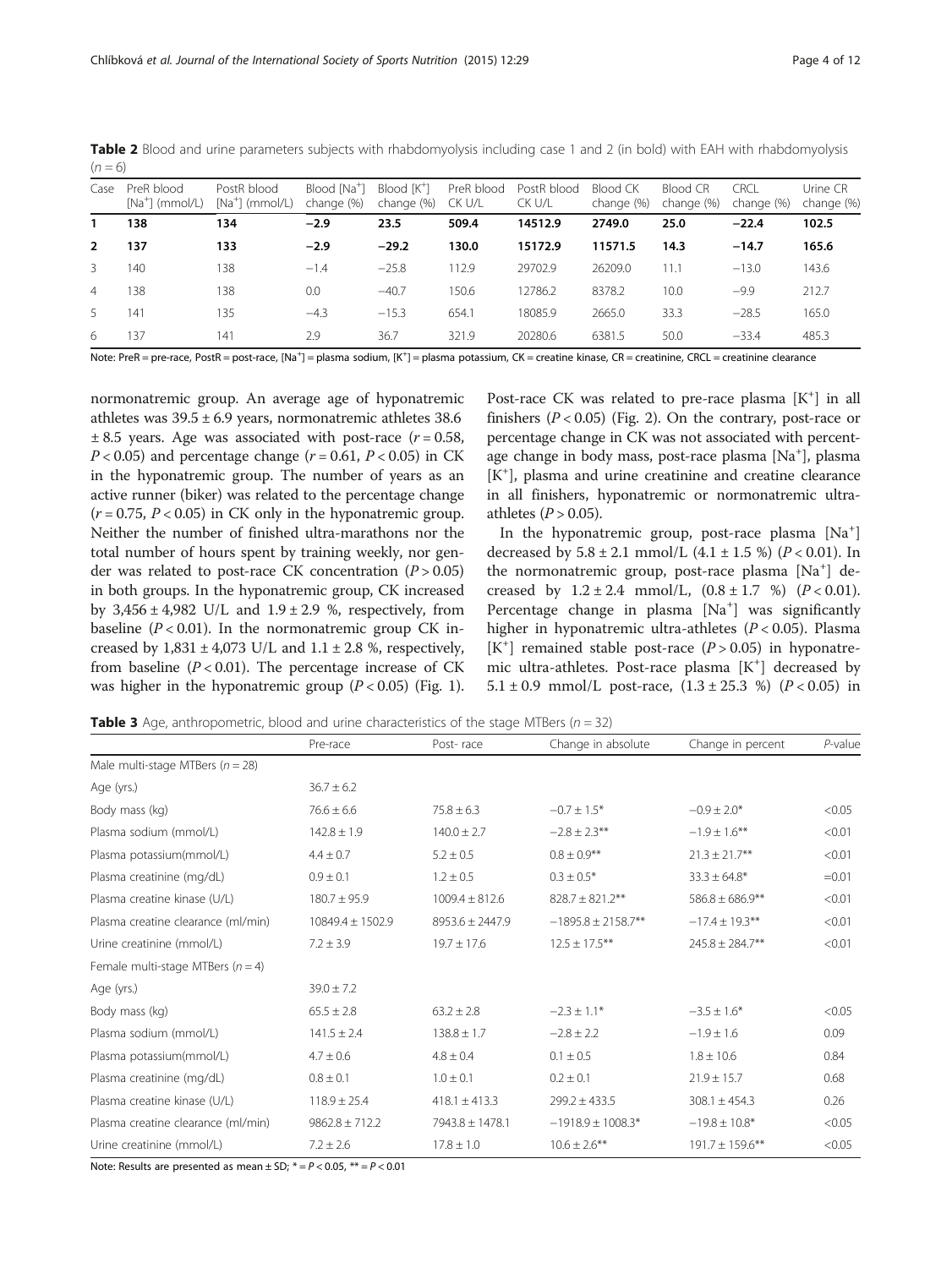**Table 2** Blood and urine parameters subjects with rhabdomyolysis including case 1 and 2 (in bold) with EAH with rhabdomyolysis ($n = 6$)

| Case | PreR blood [$Na^+$] (mmol/L) | PostR blood [$Na^+$] (mmol/L) | Blood [$Na^+$] change (%) | Blood [$K^+$] change (%) | PreR blood CK U/L | PostR blood CK U/L | Blood CK change (%) | Blood CR change (%) | CRCL change (%) | Urine CR change (%) |
|---|---|---|---|---|---|---|---|---|---|---|
| **1** | **138** | **134** | **−2.9** | **23.5** | **509.4** | **14512.9** | **2749.0** | **25.0** | **−22.4** | **102.5** |
| **2** | **137** | **133** | **−2.9** | **−29.2** | **130.0** | **15172.9** | **11571.5** | **14.3** | **−14.7** | **165.6** |
| 3 | 140 | 138 | −1.4 | −25.8 | 112.9 | 29702.9 | 26209.0 | 11.1 | −13.0 | 143.6 |
| 4 | 138 | 138 | 0.0 | −40.7 | 150.6 | 12786.2 | 8378.2 | 10.0 | −9.9 | 212.7 |
| 5 | 141 | 135 | −4.3 | −15.3 | 654.1 | 18085.9 | 2665.0 | 33.3 | −28.5 | 165.0 |
| 6 | 137 | 141 | 2.9 | 36.7 | 321.9 | 20280.6 | 6381.5 | 50.0 | −33.4 | 485.3 |

Note: PreR = pre-race, PostR = post-race, [$Na^+$] = plasma sodium, [$K^+$] = plasma potassium, CK = creatine kinase, CR = creatinine, CRCL = creatinine clearance

normonatremic group. An average age of hyponatremic athletes was $39.5 \pm 6.9$ years, normonatremic athletes 38.6 $\pm$ 8.5 years. Age was associated with post-race ($r = 0.58$, $P < 0.05$) and percentage change ($r = 0.61$, $P < 0.05$) in CK in the hyponatremic group. The number of years as an active runner (biker) was related to the percentage change ($r = 0.75$, $P < 0.05$) in CK only in the hyponatremic group. Neither the number of finished ultra-marathons nor the total number of hours spent by training weekly, nor gender was related to post-race CK concentration ($P > 0.05$) in both groups. In the hyponatremic group, CK increased by $3{,}456 \pm 4{,}982$ U/L and $1.9 \pm 2.9$ %, respectively, from baseline ($P < 0.01$). In the normonatremic group CK increased by $1{,}831 \pm 4{,}073$ U/L and $1.1 \pm 2.8$ %, respectively, from baseline ($P < 0.01$). The percentage increase of CK was higher in the hyponatremic group ($P < 0.05$) (Fig. 1). Post-race CK was related to pre-race plasma [$K^+$] in all finishers ($P < 0.05$) (Fig. 2). On the contrary, post-race or percentage change in CK was not associated with percentage change in body mass, post-race plasma [$Na^+$], plasma [$K^+$], plasma and urine creatinine and creatine clearance in all finishers, hyponatremic or normonatremic ultra-athletes ($P > 0.05$).

In the hyponatremic group, post-race plasma [$Na^+$] decreased by $5.8 \pm 2.1$ mmol/L ($4.1 \pm 1.5$ %) ($P < 0.01$). In the normonatremic group, post-race plasma [$Na^+$] decreased by $1.2 \pm 2.4$ mmol/L, ($0.8 \pm 1.7$ %) ($P < 0.01$). Percentage change in plasma [$Na^+$] was significantly higher in hyponatremic ultra-athletes ($P < 0.05$). Plasma [$K^+$] remained stable post-race ($P > 0.05$) in hyponatremic ultra-athletes. Post-race plasma [$K^+$] decreased by $5.1 \pm 0.9$ mmol/L post-race, ($1.3 \pm 25.3$ %) ($P < 0.05$) in

**Table 3** Age, anthropometric, blood and urine characteristics of the stage MTBers ($n = 32$)

| | Pre-race | Post- race | Change in absolute | Change in percent | *P*-value |
|---|---|---|---|---|---|
| Male multi-stage MTBers ($n = 28$) | | | | | |
| Age (yrs.) | $36.7 \pm 6.2$ | | | | |
| Body mass (kg) | $76.6 \pm 6.6$ | $75.8 \pm 6.3$ | $-0.7 \pm 1.5$* | $-0.9 \pm 2.0$* | <0.05 |
| Plasma sodium (mmol/L) | $142.8 \pm 1.9$ | $140.0 \pm 2.7$ | $-2.8 \pm 2.3$** | $-1.9 \pm 1.6$** | <0.01 |
| Plasma potassium(mmol/L) | $4.4 \pm 0.7$ | $5.2 \pm 0.5$ | $0.8 \pm 0.9$** | $21.3 \pm 21.7$** | <0.01 |
| Plasma creatinine (mg/dL) | $0.9 \pm 0.1$ | $1.2 \pm 0.5$ | $0.3 \pm 0.5$* | $33.3 \pm 64.8$* | =0.01 |
| Plasma creatine kinase (U/L) | $180.7 \pm 95.9$ | $1009.4 \pm 812.6$ | $828.7 \pm 821.2$** | $586.8 \pm 686.9$** | <0.01 |
| Plasma creatine clearance (ml/min) | $10849.4 \pm 1502.9$ | $8953.6 \pm 2447.9$ | $-1895.8 \pm 2158.7$** | $-17.4 \pm 19.3$** | <0.01 |
| Urine creatinine (mmol/L) | $7.2 \pm 3.9$ | $19.7 \pm 17.6$ | $12.5 \pm 17.5$** | $245.8 \pm 284.7$** | <0.01 |
| Female multi-stage MTBers ($n = 4$) | | | | | |
| Age (yrs.) | $39.0 \pm 7.2$ | | | | |
| Body mass (kg) | $65.5 \pm 2.8$ | $63.2 \pm 2.8$ | $-2.3 \pm 1.1$* | $-3.5 \pm 1.6$* | <0.05 |
| Plasma sodium (mmol/L) | $141.5 \pm 2.4$ | $138.8 \pm 1.7$ | $-2.8 \pm 2.2$ | $-1.9 \pm 1.6$ | 0.09 |
| Plasma potassium(mmol/L) | $4.7 \pm 0.6$ | $4.8 \pm 0.4$ | $0.1 \pm 0.5$ | $1.8 \pm 10.6$ | 0.84 |
| Plasma creatinine (mg/dL) | $0.8 \pm 0.1$ | $1.0 \pm 0.1$ | $0.2 \pm 0.1$ | $21.9 \pm 15.7$ | 0.68 |
| Plasma creatine kinase (U/L) | $118.9 \pm 25.4$ | $418.1 \pm 413.3$ | $299.2 \pm 433.5$ | $308.1 \pm 454.3$ | 0.26 |
| Plasma creatine clearance (ml/min) | $9862.8 \pm 712.2$ | $7943.8 \pm 1478.1$ | $-1918.9 \pm 1008.3$* | $-19.8 \pm 10.8$* | <0.05 |
| Urine creatinine (mmol/L) | $7.2 \pm 2.6$ | $17.8 \pm 1.0$ | $10.6 \pm 2.6$** | $191.7 \pm 159.6$** | <0.05 |

Note: Results are presented as mean ± SD; * = $P < 0.05$, ** = $P < 0.01$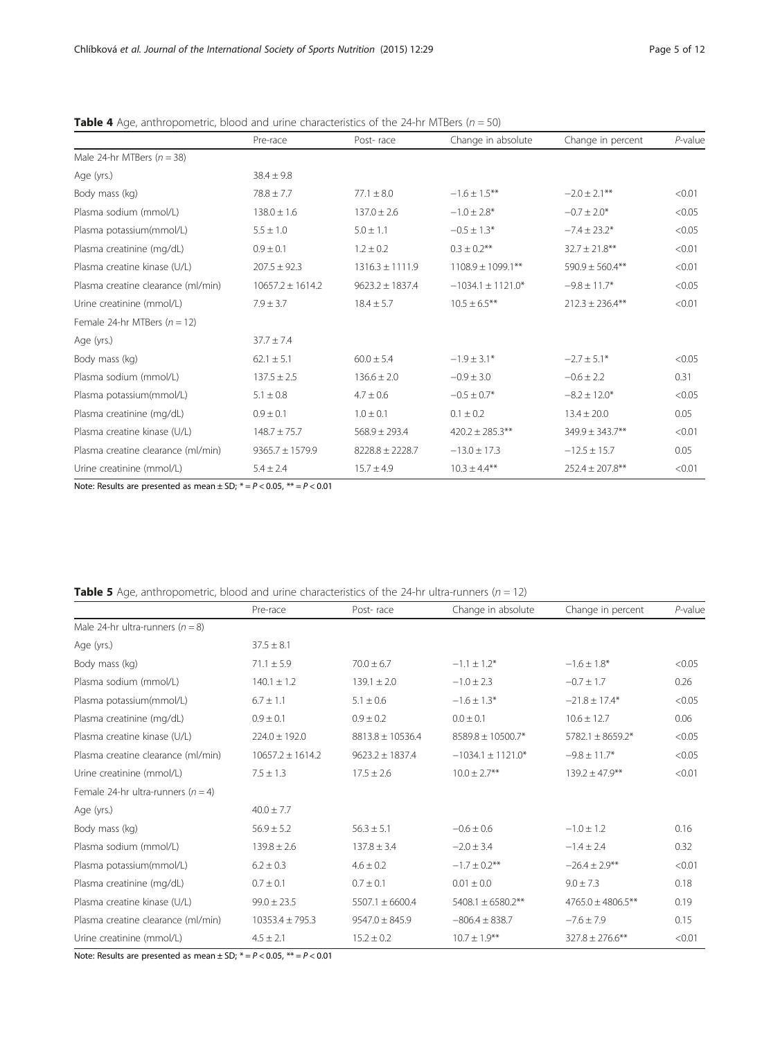**Table 4** Age, anthropometric, blood and urine characteristics of the 24-hr MTBers ($n = 50$)

| | Pre-race | Post- race | Change in absolute | Change in percent | *P*-value |
|---|---|---|---|---|---|
| Male 24-hr MTBers ($n = 38$) | | | | | |
| Age (yrs.) | 38.4 ± 9.8 | | | | |
| Body mass (kg) | 78.8 ± 7.7 | 77.1 ± 8.0 | −1.6 ± 1.5** | −2.0 ± 2.1** | <0.01 |
| Plasma sodium (mmol/L) | 138.0 ± 1.6 | 137.0 ± 2.6 | −1.0 ± 2.8* | −0.7 ± 2.0* | <0.05 |
| Plasma potassium(mmol/L) | 5.5 ± 1.0 | 5.0 ± 1.1 | −0.5 ± 1.3* | −7.4 ± 23.2* | <0.05 |
| Plasma creatinine (mg/dL) | 0.9 ± 0.1 | 1.2 ± 0.2 | 0.3 ± 0.2** | 32.7 ± 21.8** | <0.01 |
| Plasma creatine kinase (U/L) | 207.5 ± 92.3 | 1316.3 ± 1111.9 | 1108.9 ± 1099.1** | 590.9 ± 560.4** | <0.01 |
| Plasma creatine clearance (ml/min) | 10657.2 ± 1614.2 | 9623.2 ± 1837.4 | −1034.1 ± 1121.0* | −9.8 ± 11.7* | <0.05 |
| Urine creatinine (mmol/L) | 7.9 ± 3.7 | 18.4 ± 5.7 | 10.5 ± 6.5** | 212.3 ± 236.4** | <0.01 |
| Female 24-hr MTBers ($n = 12$) | | | | | |
| Age (yrs.) | 37.7 ± 7.4 | | | | |
| Body mass (kg) | 62.1 ± 5.1 | 60.0 ± 5.4 | −1.9 ± 3.1* | −2.7 ± 5.1* | <0.05 |
| Plasma sodium (mmol/L) | 137.5 ± 2.5 | 136.6 ± 2.0 | −0.9 ± 3.0 | −0.6 ± 2.2 | 0.31 |
| Plasma potassium(mmol/L) | 5.1 ± 0.8 | 4.7 ± 0.6 | −0.5 ± 0.7* | −8.2 ± 12.0* | <0.05 |
| Plasma creatinine (mg/dL) | 0.9 ± 0.1 | 1.0 ± 0.1 | 0.1 ± 0.2 | 13.4 ± 20.0 | 0.05 |
| Plasma creatine kinase (U/L) | 148.7 ± 75.7 | 568.9 ± 293.4 | 420.2 ± 285.3** | 349.9 ± 343.7** | <0.01 |
| Plasma creatine clearance (ml/min) | 9365.7 ± 1579.9 | 8228.8 ± 2228.7 | −13.0 ± 17.3 | −12.5 ± 15.7 | 0.05 |
| Urine creatinine (mmol/L) | 5.4 ± 2.4 | 15.7 ± 4.9 | 10.3 ± 4.4** | 252.4 ± 207.8** | <0.01 |

Note: Results are presented as mean ± SD; * = $P < 0.05$, ** = $P < 0.01$

**Table 5** Age, anthropometric, blood and urine characteristics of the 24-hr ultra-runners ($n = 12$)

| | Pre-race | Post- race | Change in absolute | Change in percent | *P*-value |
|---|---|---|---|---|---|
| Male 24-hr ultra-runners ($n = 8$) | | | | | |
| Age (yrs.) | 37.5 ± 8.1 | | | | |
| Body mass (kg) | 71.1 ± 5.9 | 70.0 ± 6.7 | −1.1 ± 1.2* | −1.6 ± 1.8* | <0.05 |
| Plasma sodium (mmol/L) | 140.1 ± 1.2 | 139.1 ± 2.0 | −1.0 ± 2.3 | −0.7 ± 1.7 | 0.26 |
| Plasma potassium(mmol/L) | 6.7 ± 1.1 | 5.1 ± 0.6 | −1.6 ± 1.3* | −21.8 ± 17.4* | <0.05 |
| Plasma creatinine (mg/dL) | 0.9 ± 0.1 | 0.9 ± 0.2 | 0.0 ± 0.1 | 10.6 ± 12.7 | 0.06 |
| Plasma creatine kinase (U/L) | 224.0 ± 192.0 | 8813.8 ± 10536.4 | 8589.8 ± 10500.7* | 5782.1 ± 8659.2* | <0.05 |
| Plasma creatine clearance (ml/min) | 10657.2 ± 1614.2 | 9623.2 ± 1837.4 | −1034.1 ± 1121.0* | −9.8 ± 11.7* | <0.05 |
| Urine creatinine (mmol/L) | 7.5 ± 1.3 | 17.5 ± 2.6 | 10.0 ± 2.7** | 139.2 ± 47.9** | <0.01 |
| Female 24-hr ultra-runners ($n = 4$) | | | | | |
| Age (yrs.) | 40.0 ± 7.7 | | | | |
| Body mass (kg) | 56.9 ± 5.2 | 56.3 ± 5.1 | −0.6 ± 0.6 | −1.0 ± 1.2 | 0.16 |
| Plasma sodium (mmol/L) | 139.8 ± 2.6 | 137.8 ± 3.4 | −2.0 ± 3.4 | −1.4 ± 2.4 | 0.32 |
| Plasma potassium(mmol/L) | 6.2 ± 0.3 | 4.6 ± 0.2 | −1.7 ± 0.2** | −26.4 ± 2.9** | <0.01 |
| Plasma creatinine (mg/dL) | 0.7 ± 0.1 | 0.7 ± 0.1 | 0.01 ± 0.0 | 9.0 ± 7.3 | 0.18 |
| Plasma creatine kinase (U/L) | 99.0 ± 23.5 | 5507.1 ± 6600.4 | 5408.1 ± 6580.2** | 4765.0 ± 4806.5** | 0.19 |
| Plasma creatine clearance (ml/min) | 10353.4 ± 795.3 | 9547.0 ± 845.9 | −806.4 ± 838.7 | −7.6 ± 7.9 | 0.15 |
| Urine creatinine (mmol/L) | 4.5 ± 2.1 | 15.2 ± 0.2 | 10.7 ± 1.9** | 327.8 ± 276.6** | <0.01 |

Note: Results are presented as mean ± SD; * = $P < 0.05$, ** = $P < 0.01$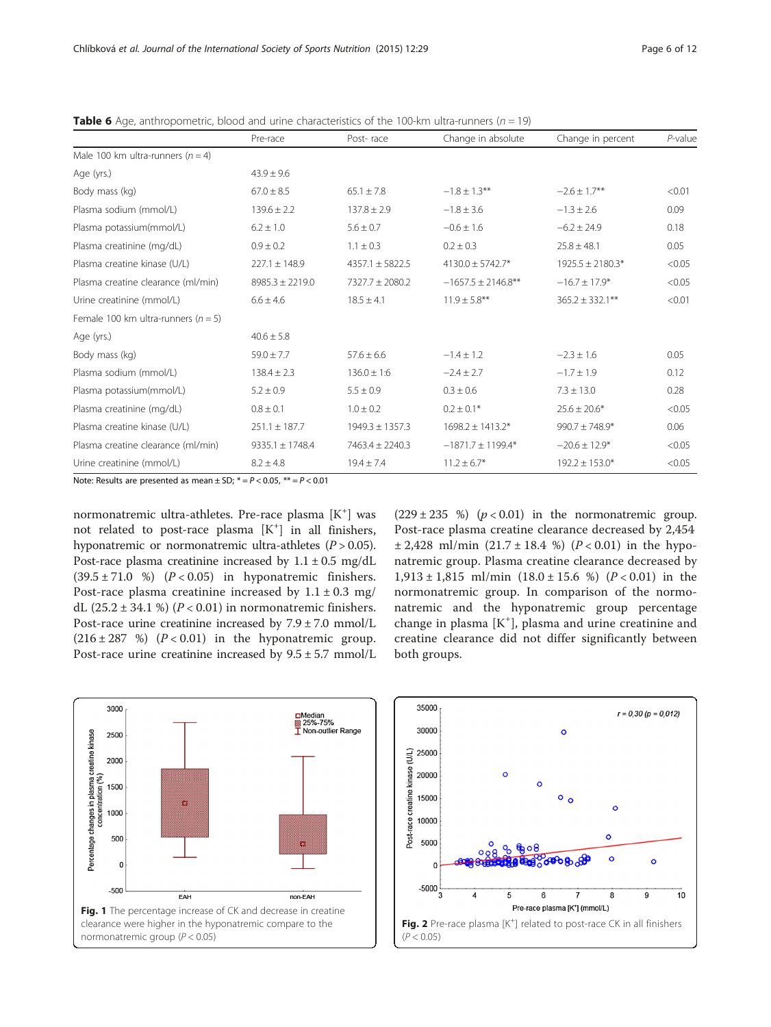**Table 6** Age, anthropometric, blood and urine characteristics of the 100-km ultra-runners ($n = 19$)

| | Pre-race | Post- race | Change in absolute | Change in percent | *P*-value |
|---|---|---|---|---|---|
| Male 100 km ultra-runners ($n = 4$) | | | | | |
| Age (yrs.) | 43.9 ± 9.6 | | | | |
| Body mass (kg) | 67.0 ± 8.5 | 65.1 ± 7.8 | −1.8 ± 1.3** | −2.6 ± 1.7** | <0.01 |
| Plasma sodium (mmol/L) | 139.6 ± 2.2 | 137.8 ± 2.9 | −1.8 ± 3.6 | −1.3 ± 2.6 | 0.09 |
| Plasma potassium(mmol/L) | 6.2 ± 1.0 | 5.6 ± 0.7 | −0.6 ± 1.6 | −6.2 ± 24.9 | 0.18 |
| Plasma creatinine (mg/dL) | 0.9 ± 0.2 | 1.1 ± 0.3 | 0.2 ± 0.3 | 25.8 ± 48.1 | 0.05 |
| Plasma creatine kinase (U/L) | 227.1 ± 148.9 | 4357.1 ± 5822.5 | 4130.0 ± 5742.7* | 1925.5 ± 2180.3* | <0.05 |
| Plasma creatine clearance (ml/min) | 8985.3 ± 2219.0 | 7327.7 ± 2080.2 | −1657.5 ± 2146.8** | −16.7 ± 17.9* | <0.05 |
| Urine creatinine (mmol/L) | 6.6 ± 4.6 | 18.5 ± 4.1 | 11.9 ± 5.8** | 365.2 ± 332.1** | <0.01 |
| Female 100 km ultra-runners ($n = 5$) | | | | | |
| Age (yrs.) | 40.6 ± 5.8 | | | | |
| Body mass (kg) | 59.0 ± 7.7 | 57.6 ± 6.6 | −1.4 ± 1.2 | −2.3 ± 1.6 | 0.05 |
| Plasma sodium (mmol/L) | 138.4 ± 2.3 | 136.0 ± 1:6 | −2.4 ± 2.7 | −1.7 ± 1.9 | 0.12 |
| Plasma potassium(mmol/L) | 5.2 ± 0.9 | 5.5 ± 0.9 | 0.3 ± 0.6 | 7.3 ± 13.0 | 0.28 |
| Plasma creatinine (mg/dL) | 0.8 ± 0.1 | 1.0 ± 0.2 | 0.2 ± 0.1* | 25.6 ± 20.6* | <0.05 |
| Plasma creatine kinase (U/L) | 251.1 ± 187.7 | 1949.3 ± 1357.3 | 1698.2 ± 1413.2* | 990.7 ± 748.9* | 0.06 |
| Plasma creatine clearance (ml/min) | 9335.1 ± 1748.4 | 7463.4 ± 2240.3 | −1871.7 ± 1199.4* | −20.6 ± 12.9* | <0.05 |
| Urine creatinine (mmol/L) | 8.2 ± 4.8 | 19.4 ± 7.4 | 11.2 ± 6.7* | 192.2 ± 153.0* | <0.05 |

Note: Results are presented as mean ± SD; * = $P < 0.05$, ** = $P < 0.01$

normonatremic ultra-athletes. Pre-race plasma [$K^+$] was not related to post-race plasma [$K^+$] in all finishers, hyponatremic or normonatremic ultra-athletes ($P > 0.05$). Post-race plasma creatinine increased by 1.1 ± 0.5 mg/dL (39.5 ± 71.0 %) ($P < 0.05$) in hyponatremic finishers. Post-race plasma creatinine increased by 1.1 ± 0.3 mg/dL (25.2 ± 34.1 %) ($P < 0.01$) in normonatremic finishers. Post-race urine creatinine increased by 7.9 ± 7.0 mmol/L (216 ± 287 %) ($P < 0.01$) in the hyponatremic group. Post-race urine creatinine increased by 9.5 ± 5.7 mmol/L (229 ± 235 %) ($p < 0.01$) in the normonatremic group. Post-race plasma creatine clearance decreased by 2,454 ± 2,428 ml/min (21.7 ± 18.4 %) ($P < 0.01$) in the hyponatremic group. Plasma creatine clearance decreased by 1,913 ± 1,815 ml/min (18.0 ± 15.6 %) ($P < 0.01$) in the normonatremic group. In comparison of the normonatremic and the hyponatremic group percentage change in plasma [$K^+$], plasma and urine creatinine and creatine clearance did not differ significantly between both groups.

**Fig. 1** The percentage increase of CK and decrease in creatine clearance were higher in the hyponatremic compare to the normonatremic group ($P < 0.05$)

**Fig. 2** Pre-race plasma [$K^+$] related to post-race CK in all finishers ($P < 0.05$)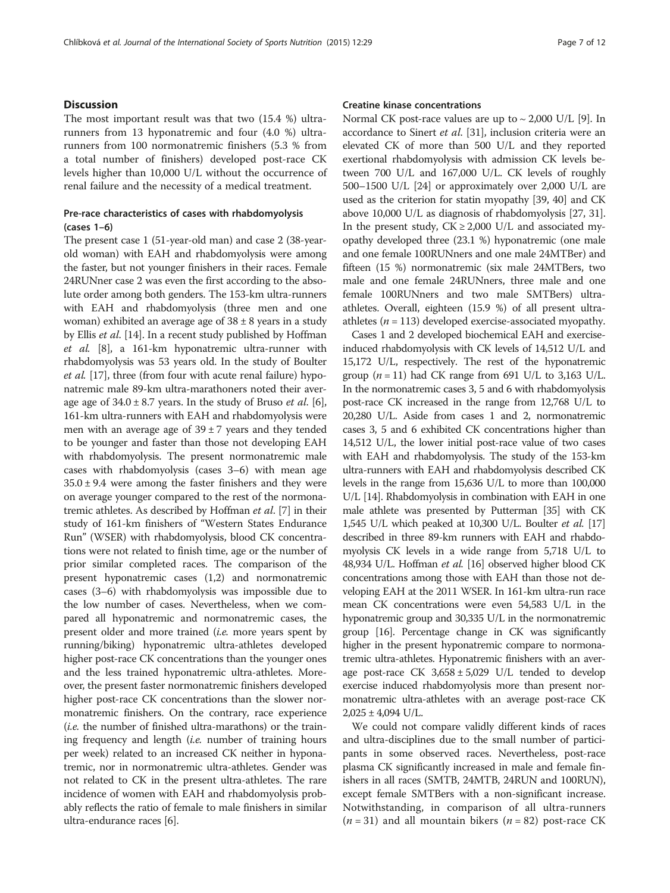## Discussion

The most important result was that two (15.4 %) ultra-runners from 13 hyponatremic and four (4.0 %) ultra-runners from 100 normonatremic finishers (5.3 % from a total number of finishers) developed post-race CK levels higher than 10,000 U/L without the occurrence of renal failure and the necessity of a medical treatment.

### Pre-race characteristics of cases with rhabdomyolysis (cases 1–6)

The present case 1 (51-year-old man) and case 2 (38-year-old woman) with EAH and rhabdomyolysis were among the faster, but not younger finishers in their races. Female 24RUNner case 2 was even the first according to the absolute order among both genders. The 153-km ultra-runners with EAH and rhabdomyolysis (three men and one woman) exhibited an average age of 38 ± 8 years in a study by Ellis *et al*. [14]. In a recent study published by Hoffman *et al*. [8], a 161-km hyponatremic ultra-runner with rhabdomyolysis was 53 years old. In the study of Boulter *et al*. [17], three (from four with acute renal failure) hyponatremic male 89-km ultra-marathoners noted their average age of 34.0 ± 8.7 years. In the study of Bruso *et al*. [6], 161-km ultra-runners with EAH and rhabdomyolysis were men with an average age of 39 ± 7 years and they tended to be younger and faster than those not developing EAH with rhabdomyolysis. The present normonatremic male cases with rhabdomyolysis (cases 3–6) with mean age 35.0 ± 9.4 were among the faster finishers and they were on average younger compared to the rest of the normonatremic athletes. As described by Hoffman *et al*. [7] in their study of 161-km finishers of "Western States Endurance Run" (WSER) with rhabdomyolysis, blood CK concentrations were not related to finish time, age or the number of prior similar completed races. The comparison of the present hyponatremic cases (1,2) and normonatremic cases (3–6) with rhabdomyolysis was impossible due to the low number of cases. Nevertheless, when we compared all hyponatremic and normonatremic cases, the present older and more trained (*i.e.* more years spent by running/biking) hyponatremic ultra-athletes developed higher post-race CK concentrations than the younger ones and the less trained hyponatremic ultra-athletes. Moreover, the present faster normonatremic finishers developed higher post-race CK concentrations than the slower normonatremic finishers. On the contrary, race experience (*i.e.* the number of finished ultra-marathons) or the training frequency and length (*i.e.* number of training hours per week) related to an increased CK neither in hyponatremic, nor in normonatremic ultra-athletes. Gender was not related to CK in the present ultra-athletes. The rare incidence of women with EAH and rhabdomyolysis probably reflects the ratio of female to male finishers in similar ultra-endurance races [6].

### Creatine kinase concentrations

Normal CK post-race values are up to ~ 2,000 U/L [9]. In accordance to Sinert *et al*. [31], inclusion criteria were an elevated CK of more than 500 U/L and they reported exertional rhabdomyolysis with admission CK levels between 700 U/L and 167,000 U/L. CK levels of roughly 500–1500 U/L [24] or approximately over 2,000 U/L are used as the criterion for statin myopathy [39, 40] and CK above 10,000 U/L as diagnosis of rhabdomyolysis [27, 31]. In the present study, CK ≥ 2,000 U/L and associated myopathy developed three (23.1 %) hyponatremic (one male and one female 100RUNners and one male 24MTBer) and fifteen (15 %) normonatremic (six male 24MTBers, two male and one female 24RUNners, three male and one female 100RUNners and two male SMTBers) ultra-athletes. Overall, eighteen (15.9 %) of all present ultra-athletes ($n = 113$) developed exercise-associated myopathy.

Cases 1 and 2 developed biochemical EAH and exercise-induced rhabdomyolysis with CK levels of 14,512 U/L and 15,172 U/L, respectively. The rest of the hyponatremic group ($n = 11$) had CK range from 691 U/L to 3,163 U/L. In the normonatremic cases 3, 5 and 6 with rhabdomyolysis post-race CK increased in the range from 12,768 U/L to 20,280 U/L. Aside from cases 1 and 2, normonatremic cases 3, 5 and 6 exhibited CK concentrations higher than 14,512 U/L, the lower initial post-race value of two cases with EAH and rhabdomyolysis. The study of the 153-km ultra-runners with EAH and rhabdomyolysis described CK levels in the range from 15,636 U/L to more than 100,000 U/L [14]. Rhabdomyolysis in combination with EAH in one male athlete was presented by Putterman [35] with CK 1,545 U/L which peaked at 10,300 U/L. Boulter *et al*. [17] described in three 89-km runners with EAH and rhabdomyolysis CK levels in a wide range from 5,718 U/L to 48,934 U/L. Hoffman *et al*. [16] observed higher blood CK concentrations among those with EAH than those not developing EAH at the 2011 WSER. In 161-km ultra-run race mean CK concentrations were even 54,583 U/L in the hyponatremic group and 30,335 U/L in the normonatremic group [16]. Percentage change in CK was significantly higher in the present hyponatremic compare to normonatremic ultra-athletes. Hyponatremic finishers with an average post-race CK 3,658 ± 5,029 U/L tended to develop exercise induced rhabdomyolysis more than present normonatremic ultra-athletes with an average post-race CK 2,025 ± 4,094 U/L.

We could not compare validly different kinds of races and ultra-disciplines due to the small number of participants in some observed races. Nevertheless, post-race plasma CK significantly increased in male and female finishers in all races (SMTB, 24MTB, 24RUN and 100RUN), except female SMTBers with a non-significant increase. Notwithstanding, in comparison of all ultra-runners ($n = 31$) and all mountain bikers ($n = 82$) post-race CK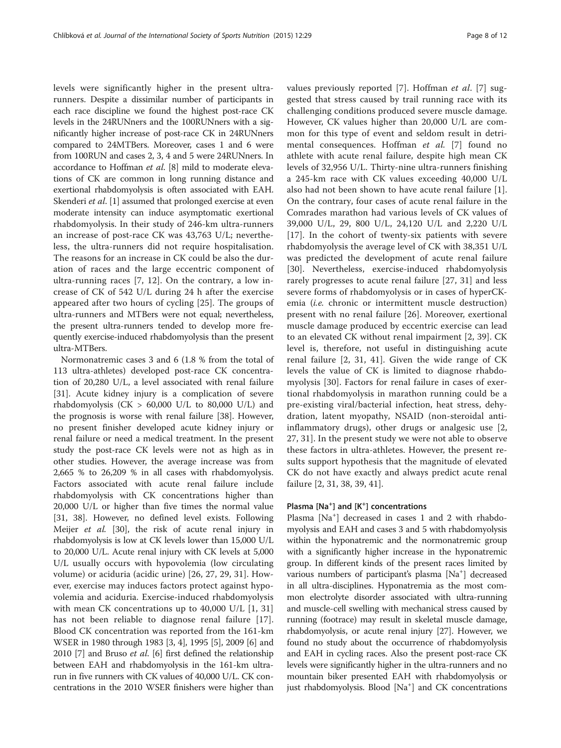levels were significantly higher in the present ultra-runners. Despite a dissimilar number of participants in each race discipline we found the highest post-race CK levels in the 24RUNners and the 100RUNners with a significantly higher increase of post-race CK in 24RUNners compared to 24MTBers. Moreover, cases 1 and 6 were from 100RUN and cases 2, 3, 4 and 5 were 24RUNners. In accordance to Hoffman *et al.* [8] mild to moderate elevations of CK are common in long running distance and exertional rhabdomyolysis is often associated with EAH. Skenderi *et al.* [1] assumed that prolonged exercise at even moderate intensity can induce asymptomatic exertional rhabdomyolysis. In their study of 246-km ultra-runners an increase of post-race CK was 43,763 U/L; nevertheless, the ultra-runners did not require hospitalisation. The reasons for an increase in CK could be also the duration of races and the large eccentric component of ultra-running races [7, 12]. On the contrary, a low increase of CK of 542 U/L during 24 h after the exercise appeared after two hours of cycling [25]. The groups of ultra-runners and MTBers were not equal; nevertheless, the present ultra-runners tended to develop more frequently exercise-induced rhabdomyolysis than the present ultra-MTBers.

Normonatremic cases 3 and 6 (1.8 % from the total of 113 ultra-athletes) developed post-race CK concentration of 20,280 U/L, a level associated with renal failure [31]. Acute kidney injury is a complication of severe rhabdomyolysis (CK > 60,000 U/L to 80,000 U/L) and the prognosis is worse with renal failure [38]. However, no present finisher developed acute kidney injury or renal failure or need a medical treatment. In the present study the post-race CK levels were not as high as in other studies. However, the average increase was from 2,665 % to 26,209 % in all cases with rhabdomyolysis. Factors associated with acute renal failure include rhabdomyolysis with CK concentrations higher than 20,000 U/L or higher than five times the normal value [31, 38]. However, no defined level exists. Following Meijer *et al.* [30], the risk of acute renal injury in rhabdomyolysis is low at CK levels lower than 15,000 U/L to 20,000 U/L. Acute renal injury with CK levels at 5,000 U/L usually occurs with hypovolemia (low circulating volume) or aciduria (acidic urine) [26, 27, 29, 31]. However, exercise may induces factors protect against hypovolemia and aciduria. Exercise-induced rhabdomyolysis with mean CK concentrations up to 40,000 U/L [1, 31] has not been reliable to diagnose renal failure [17]. Blood CK concentration was reported from the 161-km WSER in 1980 through 1983 [3, 4], 1995 [5], 2009 [6] and 2010 [7] and Bruso *et al.* [6] first defined the relationship between EAH and rhabdomyolysis in the 161-km ultra-run in five runners with CK values of 40,000 U/L. CK concentrations in the 2010 WSER finishers were higher than values previously reported [7]. Hoffman *et al.* [7] suggested that stress caused by trail running race with its challenging conditions produced severe muscle damage. However, CK values higher than 20,000 U/L are common for this type of event and seldom result in detrimental consequences. Hoffman *et al.* [7] found no athlete with acute renal failure, despite high mean CK levels of 32,956 U/L. Thirty-nine ultra-runners finishing a 245-km race with CK values exceeding 40,000 U/L also had not been shown to have acute renal failure [1]. On the contrary, four cases of acute renal failure in the Comrades marathon had various levels of CK values of 39,000 U/L, 29, 800 U/L, 24,120 U/L and 2,220 U/L [17]. In the cohort of twenty-six patients with severe rhabdomyolysis the average level of CK with 38,351 U/L was predicted the development of acute renal failure [30]. Nevertheless, exercise-induced rhabdomyolysis rarely progresses to acute renal failure [27, 31] and less severe forms of rhabdomyolysis or in cases of hyperCKemia (*i.e.* chronic or intermittent muscle destruction) present with no renal failure [26]. Moreover, exertional muscle damage produced by eccentric exercise can lead to an elevated CK without renal impairment [2, 39]. CK level is, therefore, not useful in distinguishing acute renal failure [2, 31, 41]. Given the wide range of CK levels the value of CK is limited to diagnose rhabdomyolysis [30]. Factors for renal failure in cases of exertional rhabdomyolysis in marathon running could be a pre-existing viral/bacterial infection, heat stress, dehydration, latent myopathy, NSAID (non-steroidal anti-inflammatory drugs), other drugs or analgesic use [2, 27, 31]. In the present study we were not able to observe these factors in ultra-athletes. However, the present results support hypothesis that the magnitude of elevated CK do not have exactly and always predict acute renal failure [2, 31, 38, 39, 41].

### Plasma [$Na^+$] and [$K^+$] concentrations

Plasma [$Na^+$] decreased in cases 1 and 2 with rhabdomyolysis and EAH and cases 3 and 5 with rhabdomyolysis within the hyponatremic and the normonatremic group with a significantly higher increase in the hyponatremic group. In different kinds of the present races limited by various numbers of participant's plasma [$Na^+$] decreased in all ultra-disciplines. Hyponatremia as the most common electrolyte disorder associated with ultra-running and muscle-cell swelling with mechanical stress caused by running (footrace) may result in skeletal muscle damage, rhabdomyolysis, or acute renal injury [27]. However, we found no study about the occurrence of rhabdomyolysis and EAH in cycling races. Also the present post-race CK levels were significantly higher in the ultra-runners and no mountain biker presented EAH with rhabdomyolysis or just rhabdomyolysis. Blood [$Na^+$] and CK concentrations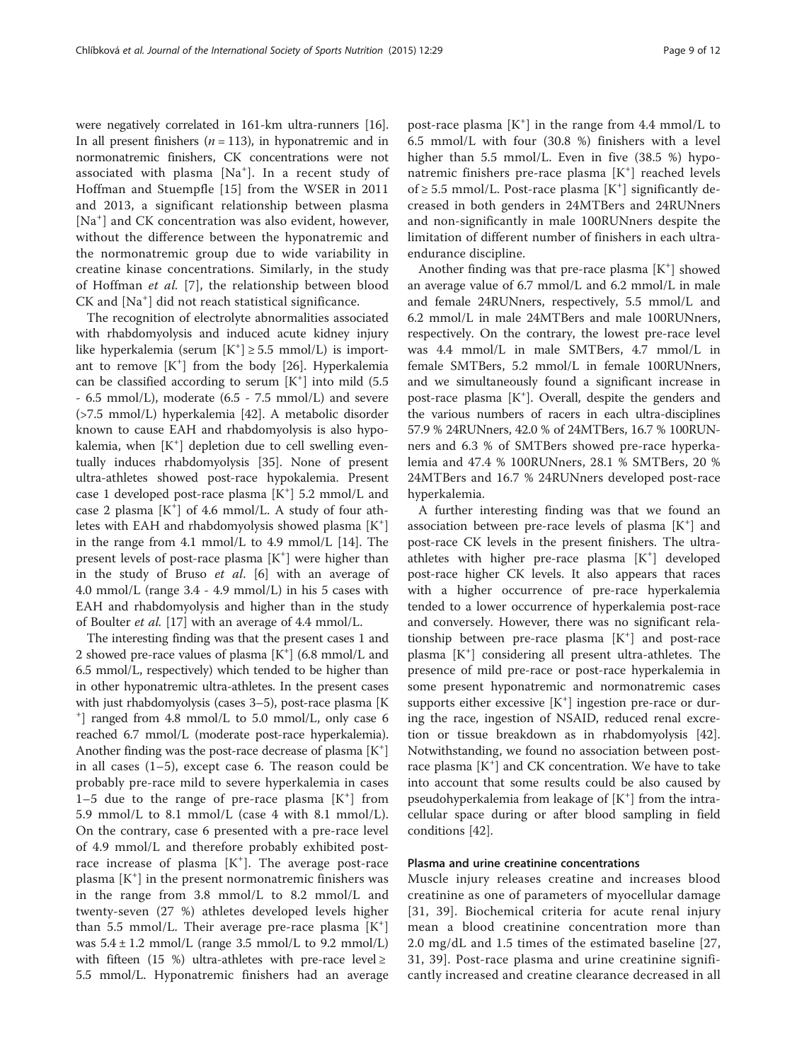were negatively correlated in 161-km ultra-runners [16]. In all present finishers ($n = 113$), in hyponatremic and in normonatremic finishers, CK concentrations were not associated with plasma [$Na^+$]. In a recent study of Hoffman and Stuempfle [15] from the WSER in 2011 and 2013, a significant relationship between plasma [$Na^+$] and CK concentration was also evident, however, without the difference between the hyponatremic and the normonatremic group due to wide variability in creatine kinase concentrations. Similarly, in the study of Hoffman *et al.* [7], the relationship between blood CK and [$Na^+$] did not reach statistical significance.

The recognition of electrolyte abnormalities associated with rhabdomyolysis and induced acute kidney injury like hyperkalemia (serum [$K^+$] ≥ 5.5 mmol/L) is important to remove [$K^+$] from the body [26]. Hyperkalemia can be classified according to serum [$K^+$] into mild (5.5 - 6.5 mmol/L), moderate (6.5 - 7.5 mmol/L) and severe (>7.5 mmol/L) hyperkalemia [42]. A metabolic disorder known to cause EAH and rhabdomyolysis is also hypokalemia, when [$K^+$] depletion due to cell swelling eventually induces rhabdomyolysis [35]. None of present ultra-athletes showed post-race hypokalemia. Present case 1 developed post-race plasma [$K^+$] 5.2 mmol/L and case 2 plasma [$K^+$] of 4.6 mmol/L. A study of four athletes with EAH and rhabdomyolysis showed plasma [$K^+$] in the range from 4.1 mmol/L to 4.9 mmol/L [14]. The present levels of post-race plasma [$K^+$] were higher than in the study of Bruso *et al*. [6] with an average of 4.0 mmol/L (range 3.4 - 4.9 mmol/L) in his 5 cases with EAH and rhabdomyolysis and higher than in the study of Boulter *et al.* [17] with an average of 4.4 mmol/L.

The interesting finding was that the present cases 1 and 2 showed pre-race values of plasma [$K^+$] (6.8 mmol/L and 6.5 mmol/L, respectively) which tended to be higher than in other hyponatremic ultra-athletes. In the present cases with just rhabdomyolysis (cases 3–5), post-race plasma [$K^+$] ranged from 4.8 mmol/L to 5.0 mmol/L, only case 6 reached 6.7 mmol/L (moderate post-race hyperkalemia). Another finding was the post-race decrease of plasma [$K^+$] in all cases (1–5), except case 6. The reason could be probably pre-race mild to severe hyperkalemia in cases 1–5 due to the range of pre-race plasma [$K^+$] from 5.9 mmol/L to 8.1 mmol/L (case 4 with 8.1 mmol/L). On the contrary, case 6 presented with a pre-race level of 4.9 mmol/L and therefore probably exhibited post-race increase of plasma [$K^+$]. The average post-race plasma [$K^+$] in the present normonatremic finishers was in the range from 3.8 mmol/L to 8.2 mmol/L and twenty-seven (27 %) athletes developed levels higher than 5.5 mmol/L. Their average pre-race plasma [$K^+$] was 5.4 ± 1.2 mmol/L (range 3.5 mmol/L to 9.2 mmol/L) with fifteen (15 %) ultra-athletes with pre-race level ≥ 5.5 mmol/L. Hyponatremic finishers had an average post-race plasma [$K^+$] in the range from 4.4 mmol/L to 6.5 mmol/L with four (30.8 %) finishers with a level higher than 5.5 mmol/L. Even in five (38.5 %) hyponatremic finishers pre-race plasma [$K^+$] reached levels of ≥ 5.5 mmol/L. Post-race plasma [$K^+$] significantly decreased in both genders in 24MTBers and 24RUNners and non-significantly in male 100RUNners despite the limitation of different number of finishers in each ultra-endurance discipline.

Another finding was that pre-race plasma [$K^+$] showed an average value of 6.7 mmol/L and 6.2 mmol/L in male and female 24RUNners, respectively, 5.5 mmol/L and 6.2 mmol/L in male 24MTBers and male 100RUNners, respectively. On the contrary, the lowest pre-race level was 4.4 mmol/L in male SMTBers, 4.7 mmol/L in female SMTBers, 5.2 mmol/L in female 100RUNners, and we simultaneously found a significant increase in post-race plasma [$K^+$]. Overall, despite the genders and the various numbers of racers in each ultra-disciplines 57.9 % 24RUNners, 42.0 % of 24MTBers, 16.7 % 100RUNners and 6.3 % of SMTBers showed pre-race hyperkalemia and 47.4 % 100RUNners, 28.1 % SMTBers, 20 % 24MTBers and 16.7 % 24RUNners developed post-race hyperkalemia.

A further interesting finding was that we found an association between pre-race levels of plasma [$K^+$] and post-race CK levels in the present finishers. The ultra-athletes with higher pre-race plasma [$K^+$] developed post-race higher CK levels. It also appears that races with a higher occurrence of pre-race hyperkalemia tended to a lower occurrence of hyperkalemia post-race and conversely. However, there was no significant relationship between pre-race plasma [$K^+$] and post-race plasma [$K^+$] considering all present ultra-athletes. The presence of mild pre-race or post-race hyperkalemia in some present hyponatremic and normonatremic cases supports either excessive [$K^+$] ingestion pre-race or during the race, ingestion of NSAID, reduced renal excretion or tissue breakdown as in rhabdomyolysis [42]. Notwithstanding, we found no association between post-race plasma [$K^+$] and CK concentration. We have to take into account that some results could be also caused by pseudohyperkalemia from leakage of [$K^+$] from the intracellular space during or after blood sampling in field conditions [42].

### Plasma and urine creatinine concentrations

Muscle injury releases creatine and increases blood creatinine as one of parameters of myocellular damage [31, 39]. Biochemical criteria for acute renal injury mean a blood creatinine concentration more than 2.0 mg/dL and 1.5 times of the estimated baseline [27, 31, 39]. Post-race plasma and urine creatinine significantly increased and creatine clearance decreased in all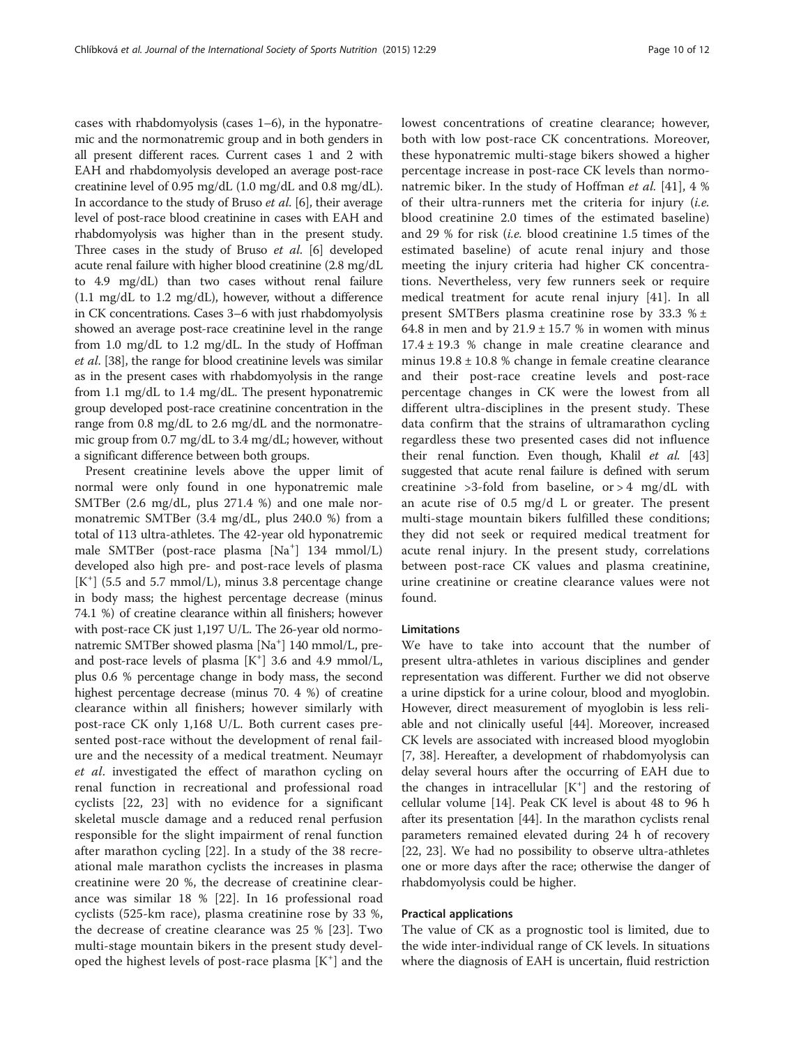cases with rhabdomyolysis (cases 1–6), in the hyponatremic and the normonatremic group and in both genders in all present different races. Current cases 1 and 2 with EAH and rhabdomyolysis developed an average post-race creatinine level of 0.95 mg/dL (1.0 mg/dL and 0.8 mg/dL). In accordance to the study of Bruso *et al.* [6], their average level of post-race blood creatinine in cases with EAH and rhabdomyolysis was higher than in the present study. Three cases in the study of Bruso *et al.* [6] developed acute renal failure with higher blood creatinine (2.8 mg/dL to 4.9 mg/dL) than two cases without renal failure (1.1 mg/dL to 1.2 mg/dL), however, without a difference in CK concentrations. Cases 3–6 with just rhabdomyolysis showed an average post-race creatinine level in the range from 1.0 mg/dL to 1.2 mg/dL. In the study of Hoffman *et al.* [38], the range for blood creatinine levels was similar as in the present cases with rhabdomyolysis in the range from 1.1 mg/dL to 1.4 mg/dL. The present hyponatremic group developed post-race creatinine concentration in the range from 0.8 mg/dL to 2.6 mg/dL and the normonatremic group from 0.7 mg/dL to 3.4 mg/dL; however, without a significant difference between both groups.

Present creatinine levels above the upper limit of normal were only found in one hyponatremic male SMTBer (2.6 mg/dL, plus 271.4 %) and one male normonatremic SMTBer (3.4 mg/dL, plus 240.0 %) from a total of 113 ultra-athletes. The 42-year old hyponatremic male SMTBer (post-race plasma $[Na^+]$ 134 mmol/L) developed also high pre- and post-race levels of plasma $[K^+]$ (5.5 and 5.7 mmol/L), minus 3.8 percentage change in body mass; the highest percentage decrease (minus 74.1 %) of creatine clearance within all finishers; however with post-race CK just 1,197 U/L. The 26-year old normonatremic SMTBer showed plasma $[Na^+]$ 140 mmol/L, pre- and post-race levels of plasma $[K^+]$ 3.6 and 4.9 mmol/L, plus 0.6 % percentage change in body mass, the second highest percentage decrease (minus 70. 4 %) of creatine clearance within all finishers; however similarly with post-race CK only 1,168 U/L. Both current cases presented post-race without the development of renal failure and the necessity of a medical treatment. Neumayr *et al.* investigated the effect of marathon cycling on renal function in recreational and professional road cyclists [22, 23] with no evidence for a significant skeletal muscle damage and a reduced renal perfusion responsible for the slight impairment of renal function after marathon cycling [22]. In a study of the 38 recreational male marathon cyclists the increases in plasma creatinine were 20 %, the decrease of creatinine clearance was similar 18 % [22]. In 16 professional road cyclists (525-km race), plasma creatinine rose by 33 %, the decrease of creatine clearance was 25 % [23]. Two multi-stage mountain bikers in the present study developed the highest levels of post-race plasma $[K^+]$ and the lowest concentrations of creatine clearance; however, both with low post-race CK concentrations. Moreover, these hyponatremic multi-stage bikers showed a higher percentage increase in post-race CK levels than normonatremic biker. In the study of Hoffman *et al.* [41], 4 % of their ultra-runners met the criteria for injury (*i.e.* blood creatinine 2.0 times of the estimated baseline) and 29 % for risk (*i.e.* blood creatinine 1.5 times of the estimated baseline) of acute renal injury and those meeting the injury criteria had higher CK concentrations. Nevertheless, very few runners seek or require medical treatment for acute renal injury [41]. In all present SMTBers plasma creatinine rose by 33.3 % ± 64.8 in men and by 21.9 ± 15.7 % in women with minus 17.4 ± 19.3 % change in male creatine clearance and minus 19.8 ± 10.8 % change in female creatine clearance and their post-race creatine levels and post-race percentage changes in CK were the lowest from all different ultra-disciplines in the present study. These data confirm that the strains of ultramarathon cycling regardless these two presented cases did not influence their renal function. Even though, Khalil *et al.* [43] suggested that acute renal failure is defined with serum creatinine >3-fold from baseline, or > 4 mg/dL with an acute rise of 0.5 mg/d L or greater. The present multi-stage mountain bikers fulfilled these conditions; they did not seek or required medical treatment for acute renal injury. In the present study, correlations between post-race CK values and plasma creatinine, urine creatinine or creatine clearance values were not found.

### Limitations

We have to take into account that the number of present ultra-athletes in various disciplines and gender representation was different. Further we did not observe a urine dipstick for a urine colour, blood and myoglobin. However, direct measurement of myoglobin is less reliable and not clinically useful [44]. Moreover, increased CK levels are associated with increased blood myoglobin [7, 38]. Hereafter, a development of rhabdomyolysis can delay several hours after the occurring of EAH due to the changes in intracellular $[K^+]$ and the restoring of cellular volume [14]. Peak CK level is about 48 to 96 h after its presentation [44]. In the marathon cyclists renal parameters remained elevated during 24 h of recovery [22, 23]. We had no possibility to observe ultra-athletes one or more days after the race; otherwise the danger of rhabdomyolysis could be higher.

### Practical applications

The value of CK as a prognostic tool is limited, due to the wide inter-individual range of CK levels. In situations where the diagnosis of EAH is uncertain, fluid restriction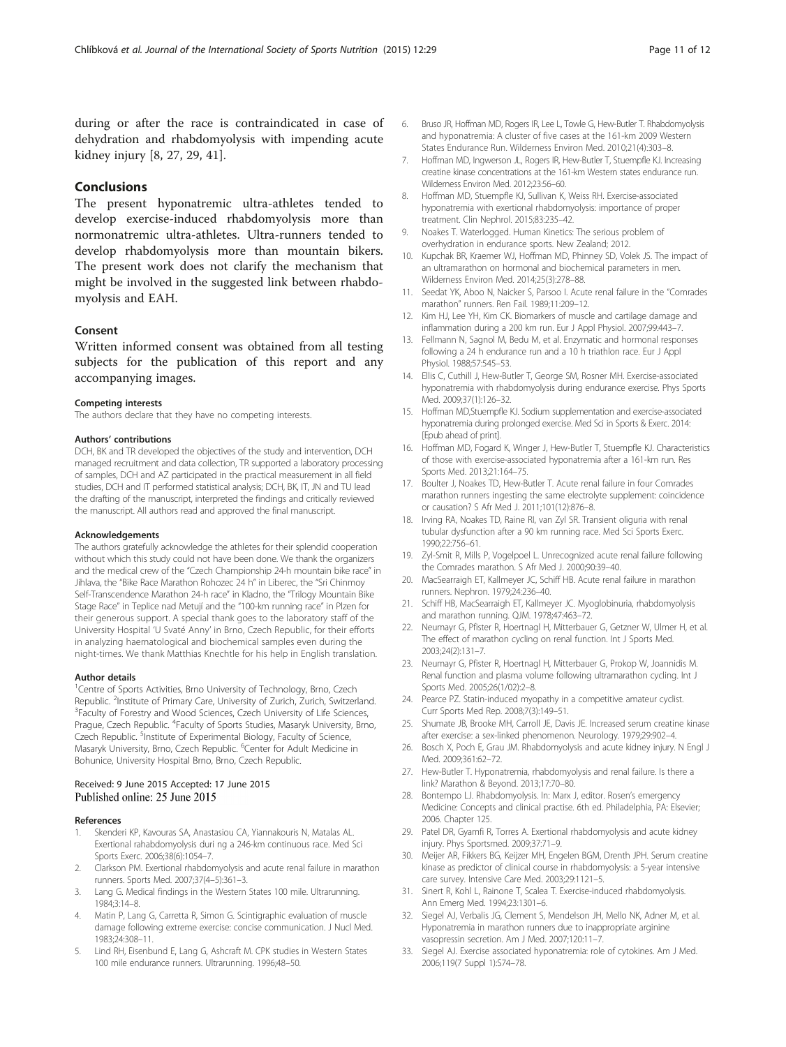during or after the race is contraindicated in case of dehydration and rhabdomyolysis with impending acute kidney injury [8, 27, 29, 41].

## Conclusions

The present hyponatremic ultra-athletes tended to develop exercise-induced rhabdomyolysis more than normonatremic ultra-athletes. Ultra-runners tended to develop rhabdomyolysis more than mountain bikers. The present work does not clarify the mechanism that might be involved in the suggested link between rhabdomyolysis and EAH.

## Consent

Written informed consent was obtained from all testing subjects for the publication of this report and any accompanying images.

#### Competing interests

The authors declare that they have no competing interests.

#### Authors' contributions

DCH, BK and TR developed the objectives of the study and intervention, DCH managed recruitment and data collection, TR supported a laboratory processing of samples, DCH and AZ participated in the practical measurement in all field studies, DCH and IT performed statistical analysis; DCH, BK, IT, JN and TU lead the drafting of the manuscript, interpreted the findings and critically reviewed the manuscript. All authors read and approved the final manuscript.

#### Acknowledgements

The authors gratefully acknowledge the athletes for their splendid cooperation without which this study could not have been done. We thank the organizers and the medical crew of the "Czech Championship 24-h mountain bike race" in Jihlava, the "Bike Race Marathon Rohozec 24 h" in Liberec, the "Sri Chinmoy Self-Transcendence Marathon 24-h race" in Kladno, the "Trilogy Mountain Bike Stage Race" in Teplice nad Metují and the "100-km running race" in Plzen for their generous support. A special thank goes to the laboratory staff of the University Hospital 'U Svaté Anny' in Brno, Czech Republic, for their efforts in analyzing haematological and biochemical samples even during the night-times. We thank Matthias Knechtle for his help in English translation.

#### Author details

[1]Centre of Sports Activities, Brno University of Technology, Brno, Czech Republic. [2]Institute of Primary Care, University of Zurich, Zurich, Switzerland. [3]Faculty of Forestry and Wood Sciences, Czech University of Life Sciences, Prague, Czech Republic. [4]Faculty of Sports Studies, Masaryk University, Brno, Czech Republic. [5]Institute of Experimental Biology, Faculty of Science, Masaryk University, Brno, Czech Republic. [6]Center for Adult Medicine in Bohunice, University Hospital Brno, Brno, Czech Republic.

Received: 9 June 2015 Accepted: 17 June 2015
Published online: 25 June 2015

#### References

1. Skenderi KP, Kavouras SA, Anastasiou CA, Yiannakouris N, Matalas AL. Exertional rahabdomyolysis duri ng a 246-km continuous race. Med Sci Sports Exerc. 2006;38(6):1054–7.
2. Clarkson PM. Exertional rhabdomyolysis and acute renal failure in marathon runners. Sports Med. 2007;37(4–5):361–3.
3. Lang G. Medical findings in the Western States 100 mile. Ultrarunning. 1984;3:14–8.
4. Matin P, Lang G, Carretta R, Simon G. Scintigraphic evaluation of muscle damage following extreme exercise: concise communication. J Nucl Med. 1983;24:308–11.
5. Lind RH, Eisenbund E, Lang G, Ashcraft M. CPK studies in Western States 100 mile endurance runners. Ultrarunning. 1996;48–50.
6. Bruso JR, Hoffman MD, Rogers IR, Lee L, Towle G, Hew-Butler T. Rhabdomyolysis and hyponatremia: A cluster of five cases at the 161-km 2009 Western States Endurance Run. Wilderness Environ Med. 2010;21(4):303–8.
7. Hoffman MD, Ingwerson JL, Rogers IR, Hew-Butler T, Stuempfle KJ. Increasing creatine kinase concentrations at the 161-km Western states endurance run. Wilderness Environ Med. 2012;23:56–60.
8. Hoffman MD, Stuempfle KJ, Sullivan K, Weiss RH. Exercise-associated hyponatremia with exertional rhabdomyolysis: importance of proper treatment. Clin Nephrol. 2015;83:235–42.
9. Noakes T. Waterlogged. Human Kinetics: The serious problem of overhydration in endurance sports. New Zealand; 2012.
10. Kupchak BR, Kraemer WJ, Hoffman MD, Phinney SD, Volek JS. The impact of an ultramarathon on hormonal and biochemical parameters in men. Wilderness Environ Med. 2014;25(3):278–88.
11. Seedat YK, Aboo N, Naicker S, Parsoo I. Acute renal failure in the "Comrades marathon" runners. Ren Fail. 1989;11:209–12.
12. Kim HJ, Lee YH, Kim CK. Biomarkers of muscle and cartilage damage and inflammation during a 200 km run. Eur J Appl Physiol. 2007;99:443–7.
13. Fellmann N, Sagnol M, Bedu M, et al. Enzymatic and hormonal responses following a 24 h endurance run and a 10 h triathlon race. Eur J Appl Physiol. 1988;57:545–53.
14. Ellis C, Cuthill J, Hew-Butler T, George SM, Rosner MH. Exercise-associated hyponatremia with rhabdomyolysis during endurance exercise. Phys Sports Med. 2009;37(1):126–32.
15. Hoffman MD,Stuempfle KJ. Sodium supplementation and exercise-associated hyponatremia during prolonged exercise. Med Sci in Sports & Exerc. 2014: [Epub ahead of print].
16. Hoffman MD, Fogard K, Winger J, Hew-Butler T, Stuempfle KJ. Characteristics of those with exercise-associated hyponatremia after a 161-km run. Res Sports Med. 2013;21:164–75.
17. Boulter J, Noakes TD, Hew-Butler T. Acute renal failure in four Comrades marathon runners ingesting the same electrolyte supplement: coincidence or causation? S Afr Med J. 2011;101(12):876–8.
18. Irving RA, Noakes TD, Raine RI, van Zyl SR. Transient oliguria with renal tubular dysfunction after a 90 km running race. Med Sci Sports Exerc. 1990;22:756–61.
19. Zyl-Smit R, Mills P, Vogelpoel L. Unrecognized acute renal failure following the Comrades marathon. S Afr Med J. 2000;90:39–40.
20. MacSearraigh ET, Kallmeyer JC, Schiff HB. Acute renal failure in marathon runners. Nephron. 1979;24:236–40.
21. Schiff HB, MacSearraigh ET, Kallmeyer JC. Myoglobinuria, rhabdomyolysis and marathon running. QJM. 1978;47:463–72.
22. Neumayr G, Pfister R, Hoertnagl H, Mitterbauer G, Getzner W, Ulmer H, et al. The effect of marathon cycling on renal function. Int J Sports Med. 2003;24(2):131–7.
23. Neumayr G, Pfister R, Hoertnagl H, Mitterbauer G, Prokop W, Joannidis M. Renal function and plasma volume following ultramarathon cycling. Int J Sports Med. 2005;26(1/02):2–8.
24. Pearce PZ. Statin-induced myopathy in a competitive amateur cyclist. Curr Sports Med Rep. 2008;7(3):149–51.
25. Shumate JB, Brooke MH, Carroll JE, Davis JE. Increased serum creatine kinase after exercise: a sex-linked phenomenon. Neurology. 1979;29:902–4.
26. Bosch X, Poch E, Grau JM. Rhabdomyolysis and acute kidney injury. N Engl J Med. 2009;361:62–72.
27. Hew-Butler T. Hyponatremia, rhabdomyolysis and renal failure. Is there a link? Marathon & Beyond. 2013;17:70–80.
28. Bontempo LJ. Rhabdomyolysis. In: Marx J, editor. Rosen's emergency Medicine: Concepts and clinical practise. 6th ed. Philadelphia, PA: Elsevier; 2006. Chapter 125.
29. Patel DR, Gyamfi R, Torres A. Exertional rhabdomyolysis and acute kidney injury. Phys Sportsmed. 2009;37:71–9.
30. Meijer AR, Fikkers BG, Keijzer MH, Engelen BGM, Drenth JPH. Serum creatine kinase as predictor of clinical course in rhabdomyolysis: a 5-year intensive care survey. Intensive Care Med. 2003;29:1121–5.
31. Sinert R, Kohl L, Rainone T, Scalea T. Exercise-induced rhabdomyolysis. Ann Emerg Med. 1994;23:1301–6.
32. Siegel AJ, Verbalis JG, Clement S, Mendelson JH, Mello NK, Adner M, et al. Hyponatremia in marathon runners due to inappropriate arginine vasopressin secretion. Am J Med. 2007;120:11–7.
33. Siegel AJ. Exercise associated hyponatremia: role of cytokines. Am J Med. 2006;119(7 Suppl 1):S74–78.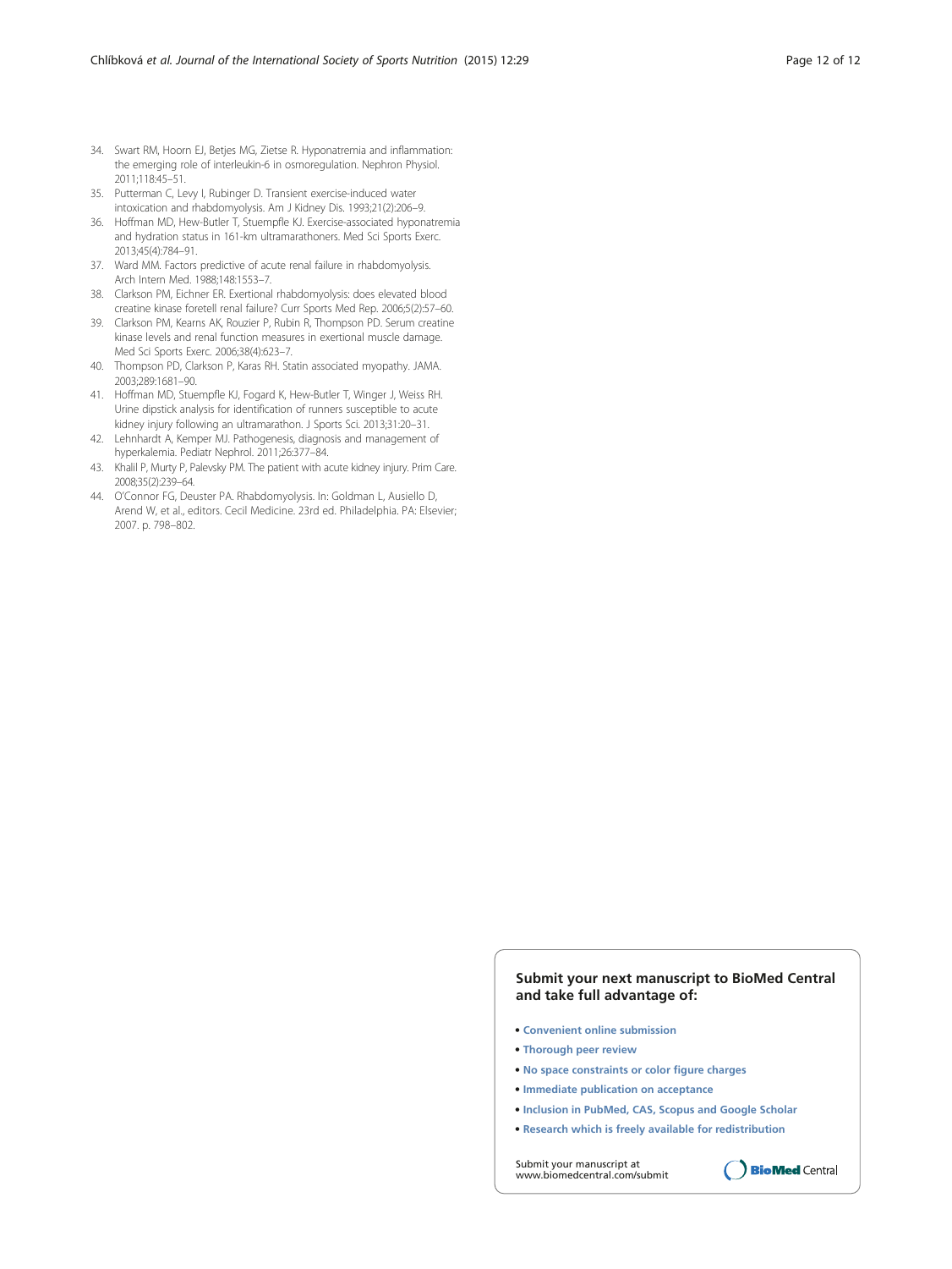34. Swart RM, Hoorn EJ, Betjes MG, Zietse R. Hyponatremia and inflammation: the emerging role of interleukin-6 in osmoregulation. Nephron Physiol. 2011;118:45–51.
35. Putterman C, Levy I, Rubinger D. Transient exercise-induced water intoxication and rhabdomyolysis. Am J Kidney Dis. 1993;21(2):206–9.
36. Hoffman MD, Hew-Butler T, Stuempfle KJ. Exercise-associated hyponatremia and hydration status in 161-km ultramarathoners. Med Sci Sports Exerc. 2013;45(4):784–91.
37. Ward MM. Factors predictive of acute renal failure in rhabdomyolysis. Arch Intern Med. 1988;148:1553–7.
38. Clarkson PM, Eichner ER. Exertional rhabdomyolysis: does elevated blood creatine kinase foretell renal failure? Curr Sports Med Rep. 2006;5(2):57–60.
39. Clarkson PM, Kearns AK, Rouzier P, Rubin R, Thompson PD. Serum creatine kinase levels and renal function measures in exertional muscle damage. Med Sci Sports Exerc. 2006;38(4):623–7.
40. Thompson PD, Clarkson P, Karas RH. Statin associated myopathy. JAMA. 2003;289:1681–90.
41. Hoffman MD, Stuempfle KJ, Fogard K, Hew-Butler T, Winger J, Weiss RH. Urine dipstick analysis for identification of runners susceptible to acute kidney injury following an ultramarathon. J Sports Sci. 2013;31:20–31.
42. Lehnhardt A, Kemper MJ. Pathogenesis, diagnosis and management of hyperkalemia. Pediatr Nephrol. 2011;26:377–84.
43. Khalil P, Murty P, Palevsky PM. The patient with acute kidney injury. Prim Care. 2008;35(2):239–64.
44. O'Connor FG, Deuster PA. Rhabdomyolysis. In: Goldman L, Ausiello D, Arend W, et al., editors. Cecil Medicine. 23rd ed. Philadelphia. PA: Elsevier; 2007. p. 798–802.

**Submit your next manuscript to BioMed Central and take full advantage of:**

- **Convenient online submission**
- **Thorough peer review**
- **No space constraints or color figure charges**
- **Immediate publication on acceptance**
- **Inclusion in PubMed, CAS, Scopus and Google Scholar**
- **Research which is freely available for redistribution**

Submit your manuscript at
www.biomedcentral.com/submit

BioMed Central